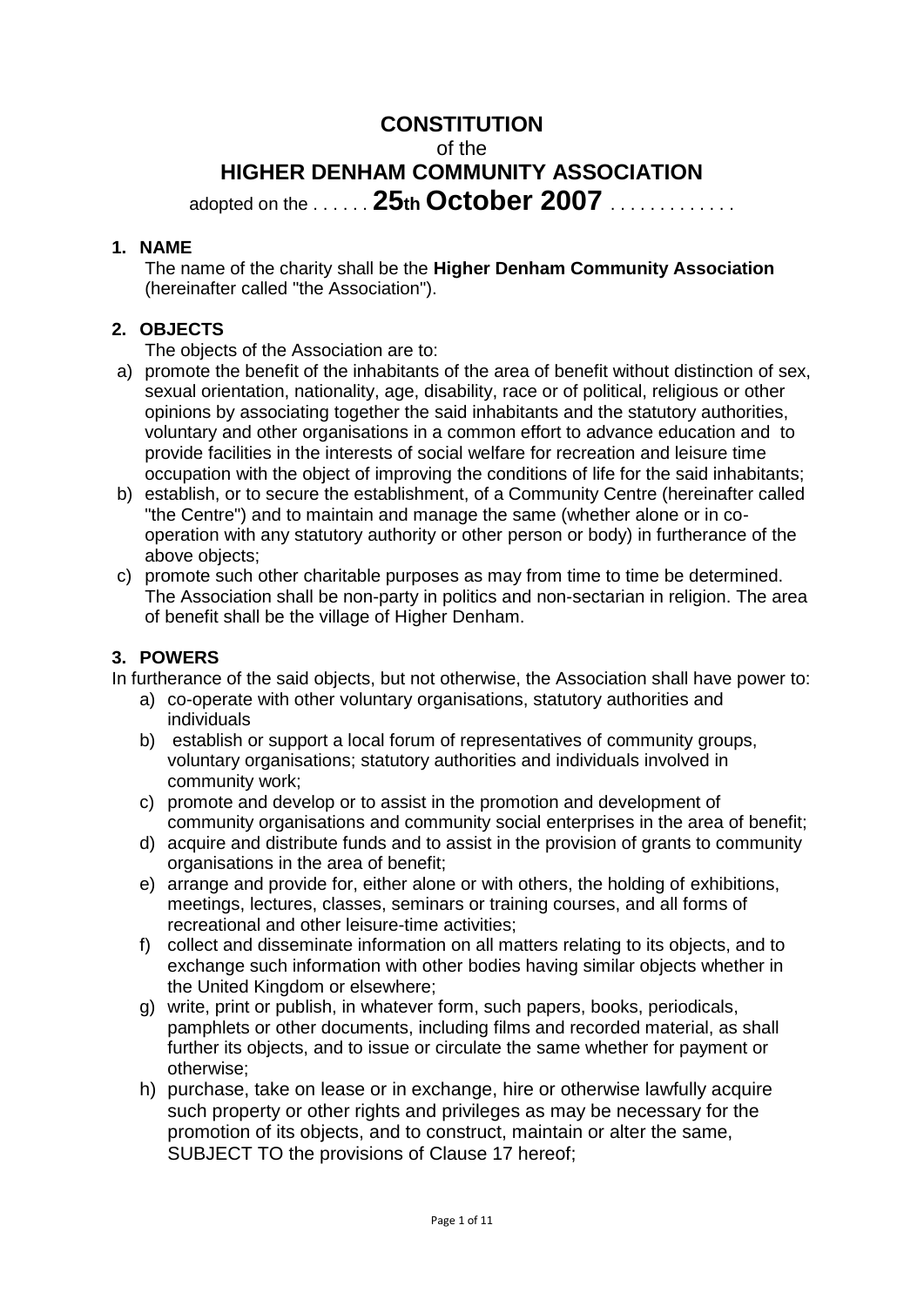# CONSTITUTION

of the

# HIGHER DENHAM COMMUNITY ASSOCIATION

adopted on the . . . . . . **25th October 2007** . . . . . . . . . . . . .

## 1. NAME

The name of the charity shall be the **Higher Denham Community Association** (hereinafter called "the Association").

## 2. OBJECTS

The objects of the Association are to:

a) promote the benefit of the inhabitants of the area of benefit without distinction of sex, sexual orientation, nationality, age, disability, race or of political, religious or other opinions by associating together the said inhabitants and the statutory authorities, voluntary and other organisations in a common effort to advance education and to provide facilities in the interests of social welfare for recreation and leisure time occupation with the object of improving the conditions of life for the said inhabitants;

b) establish, or to secure the establishment, of a Community Centre (hereinafter called "the Centre") and to maintain and manage the same (whether alone or in co-operation with any statutory authority or other person or body) in furtherance of the above objects;

c) promote such other charitable purposes as may from time to time be determined. The Association shall be non-party in politics and non-sectarian in religion. The area of benefit shall be the village of Higher Denham.

## 3. POWERS

In furtherance of the said objects, but not otherwise, the Association shall have power to:

a) co-operate with other voluntary organisations, statutory authorities and individuals

b) establish or support a local forum of representatives of community groups, voluntary organisations; statutory authorities and individuals involved in community work;

c) promote and develop or to assist in the promotion and development of community organisations and community social enterprises in the area of benefit;

d) acquire and distribute funds and to assist in the provision of grants to community organisations in the area of benefit;

e) arrange and provide for, either alone or with others, the holding of exhibitions, meetings, lectures, classes, seminars or training courses, and all forms of recreational and other leisure-time activities;

f) collect and disseminate information on all matters relating to its objects, and to exchange such information with other bodies having similar objects whether in the United Kingdom or elsewhere;

g) write, print or publish, in whatever form, such papers, books, periodicals, pamphlets or other documents, including films and recorded material, as shall further its objects, and to issue or circulate the same whether for payment or otherwise;

h) purchase, take on lease or in exchange, hire or otherwise lawfully acquire such property or other rights and privileges as may be necessary for the promotion of its objects, and to construct, maintain or alter the same, SUBJECT TO the provisions of Clause 17 hereof;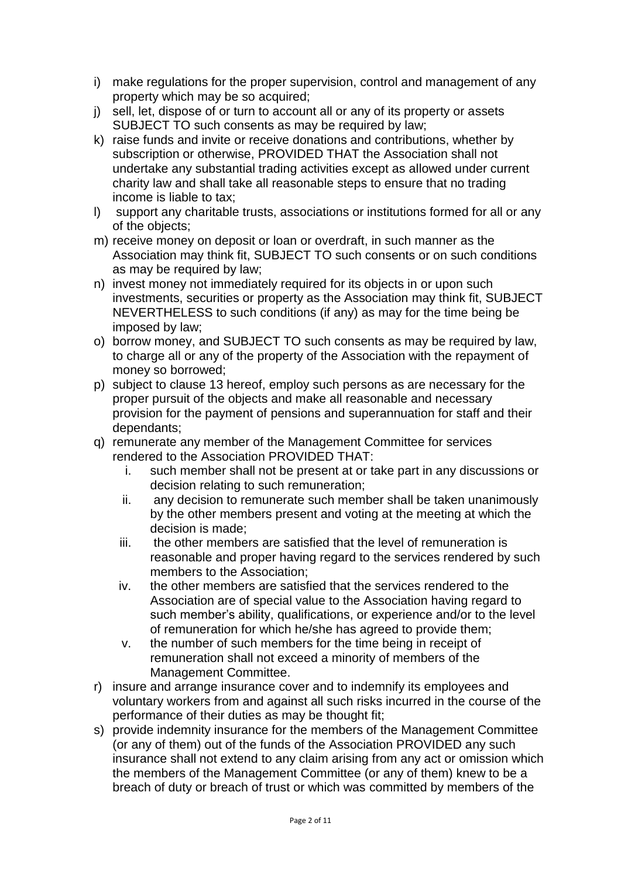i) make regulations for the proper supervision, control and management of any property which may be so acquired;
j) sell, let, dispose of or turn to account all or any of its property or assets SUBJECT TO such consents as may be required by law;
k) raise funds and invite or receive donations and contributions, whether by subscription or otherwise, PROVIDED THAT the Association shall not undertake any substantial trading activities except as allowed under current charity law and shall take all reasonable steps to ensure that no trading income is liable to tax;
l) support any charitable trusts, associations or institutions formed for all or any of the objects;
m) receive money on deposit or loan or overdraft, in such manner as the Association may think fit, SUBJECT TO such consents or on such conditions as may be required by law;
n) invest money not immediately required for its objects in or upon such investments, securities or property as the Association may think fit, SUBJECT NEVERTHELESS to such conditions (if any) as may for the time being be imposed by law;
o) borrow money, and SUBJECT TO such consents as may be required by law, to charge all or any of the property of the Association with the repayment of money so borrowed;
p) subject to clause 13 hereof, employ such persons as are necessary for the proper pursuit of the objects and make all reasonable and necessary provision for the payment of pensions and superannuation for staff and their dependants;
q) remunerate any member of the Management Committee for services rendered to the Association PROVIDED THAT:
    i. such member shall not be present at or take part in any discussions or decision relating to such remuneration;
    ii. any decision to remunerate such member shall be taken unanimously by the other members present and voting at the meeting at which the decision is made;
    iii. the other members are satisfied that the level of remuneration is reasonable and proper having regard to the services rendered by such members to the Association;
    iv. the other members are satisfied that the services rendered to the Association are of special value to the Association having regard to such member's ability, qualifications, or experience and/or to the level of remuneration for which he/she has agreed to provide them;
    v. the number of such members for the time being in receipt of remuneration shall not exceed a minority of members of the Management Committee.
r) insure and arrange insurance cover and to indemnify its employees and voluntary workers from and against all such risks incurred in the course of the performance of their duties as may be thought fit;
s) provide indemnity insurance for the members of the Management Committee (or any of them) out of the funds of the Association PROVIDED any such insurance shall not extend to any claim arising from any act or omission which the members of the Management Committee (or any of them) knew to be a breach of duty or breach of trust or which was committed by members of the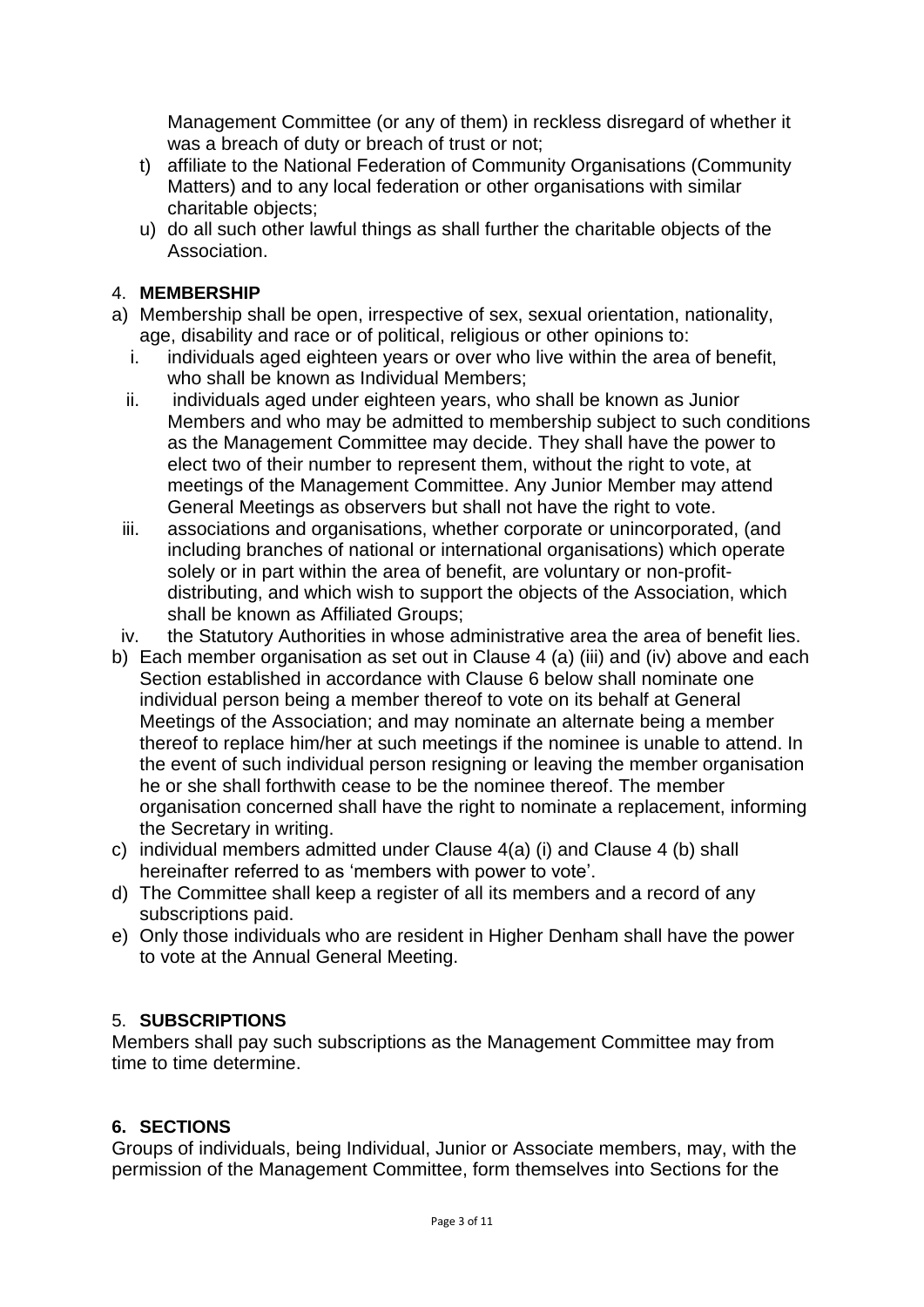Management Committee (or any of them) in reckless disregard of whether it was a breach of duty or breach of trust or not;

t) affiliate to the National Federation of Community Organisations (Community Matters) and to any local federation or other organisations with similar charitable objects;
u) do all such other lawful things as shall further the charitable objects of the Association.

4. **MEMBERSHIP**

a) Membership shall be open, irrespective of sex, sexual orientation, nationality, age, disability and race or of political, religious or other opinions to:
   i. individuals aged eighteen years or over who live within the area of benefit, who shall be known as Individual Members;
   ii. individuals aged under eighteen years, who shall be known as Junior Members and who may be admitted to membership subject to such conditions as the Management Committee may decide. They shall have the power to elect two of their number to represent them, without the right to vote, at meetings of the Management Committee. Any Junior Member may attend General Meetings as observers but shall not have the right to vote.
   iii. associations and organisations, whether corporate or unincorporated, (and including branches of national or international organisations) which operate solely or in part within the area of benefit, are voluntary or non-profit-distributing, and which wish to support the objects of the Association, which shall be known as Affiliated Groups;
   iv. the Statutory Authorities in whose administrative area the area of benefit lies.
b) Each member organisation as set out in Clause 4 (a) (iii) and (iv) above and each Section established in accordance with Clause 6 below shall nominate one individual person being a member thereof to vote on its behalf at General Meetings of the Association; and may nominate an alternate being a member thereof to replace him/her at such meetings if the nominee is unable to attend. In the event of such individual person resigning or leaving the member organisation he or she shall forthwith cease to be the nominee thereof. The member organisation concerned shall have the right to nominate a replacement, informing the Secretary in writing.
c) individual members admitted under Clause 4(a) (i) and Clause 4 (b) shall hereinafter referred to as 'members with power to vote'.
d) The Committee shall keep a register of all its members and a record of any subscriptions paid.
e) Only those individuals who are resident in Higher Denham shall have the power to vote at the Annual General Meeting.

5. **SUBSCRIPTIONS**

Members shall pay such subscriptions as the Management Committee may from time to time determine.

**6. SECTIONS**

Groups of individuals, being Individual, Junior or Associate members, may, with the permission of the Management Committee, form themselves into Sections for the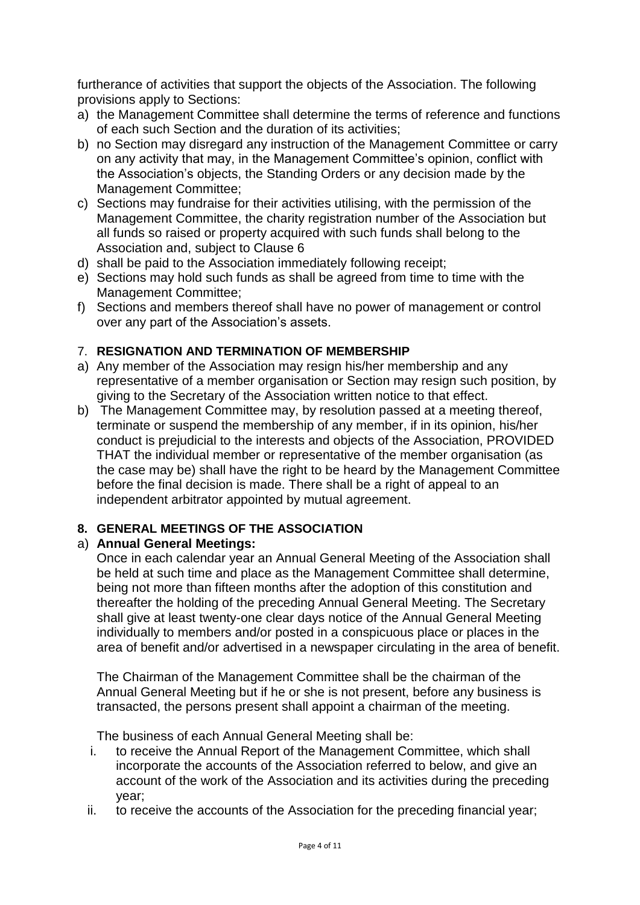furtherance of activities that support the objects of the Association. The following provisions apply to Sections:

a) the Management Committee shall determine the terms of reference and functions of each such Section and the duration of its activities;
b) no Section may disregard any instruction of the Management Committee or carry on any activity that may, in the Management Committee's opinion, conflict with the Association's objects, the Standing Orders or any decision made by the Management Committee;
c) Sections may fundraise for their activities utilising, with the permission of the Management Committee, the charity registration number of the Association but all funds so raised or property acquired with such funds shall belong to the Association and, subject to Clause 6
d) shall be paid to the Association immediately following receipt;
e) Sections may hold such funds as shall be agreed from time to time with the Management Committee;
f) Sections and members thereof shall have no power of management or control over any part of the Association's assets.

## 7. **RESIGNATION AND TERMINATION OF MEMBERSHIP**

a) Any member of the Association may resign his/her membership and any representative of a member organisation or Section may resign such position, by giving to the Secretary of the Association written notice to that effect.
b) The Management Committee may, by resolution passed at a meeting thereof, terminate or suspend the membership of any member, if in its opinion, his/her conduct is prejudicial to the interests and objects of the Association, PROVIDED THAT the individual member or representative of the member organisation (as the case may be) shall have the right to be heard by the Management Committee before the final decision is made. There shall be a right of appeal to an independent arbitrator appointed by mutual agreement.

## 8. GENERAL MEETINGS OF THE ASSOCIATION

a) **Annual General Meetings:**

Once in each calendar year an Annual General Meeting of the Association shall be held at such time and place as the Management Committee shall determine, being not more than fifteen months after the adoption of this constitution and thereafter the holding of the preceding Annual General Meeting. The Secretary shall give at least twenty-one clear days notice of the Annual General Meeting individually to members and/or posted in a conspicuous place or places in the area of benefit and/or advertised in a newspaper circulating in the area of benefit.

The Chairman of the Management Committee shall be the chairman of the Annual General Meeting but if he or she is not present, before any business is transacted, the persons present shall appoint a chairman of the meeting.

The business of each Annual General Meeting shall be:

i. to receive the Annual Report of the Management Committee, which shall incorporate the accounts of the Association referred to below, and give an account of the work of the Association and its activities during the preceding year;
ii. to receive the accounts of the Association for the preceding financial year;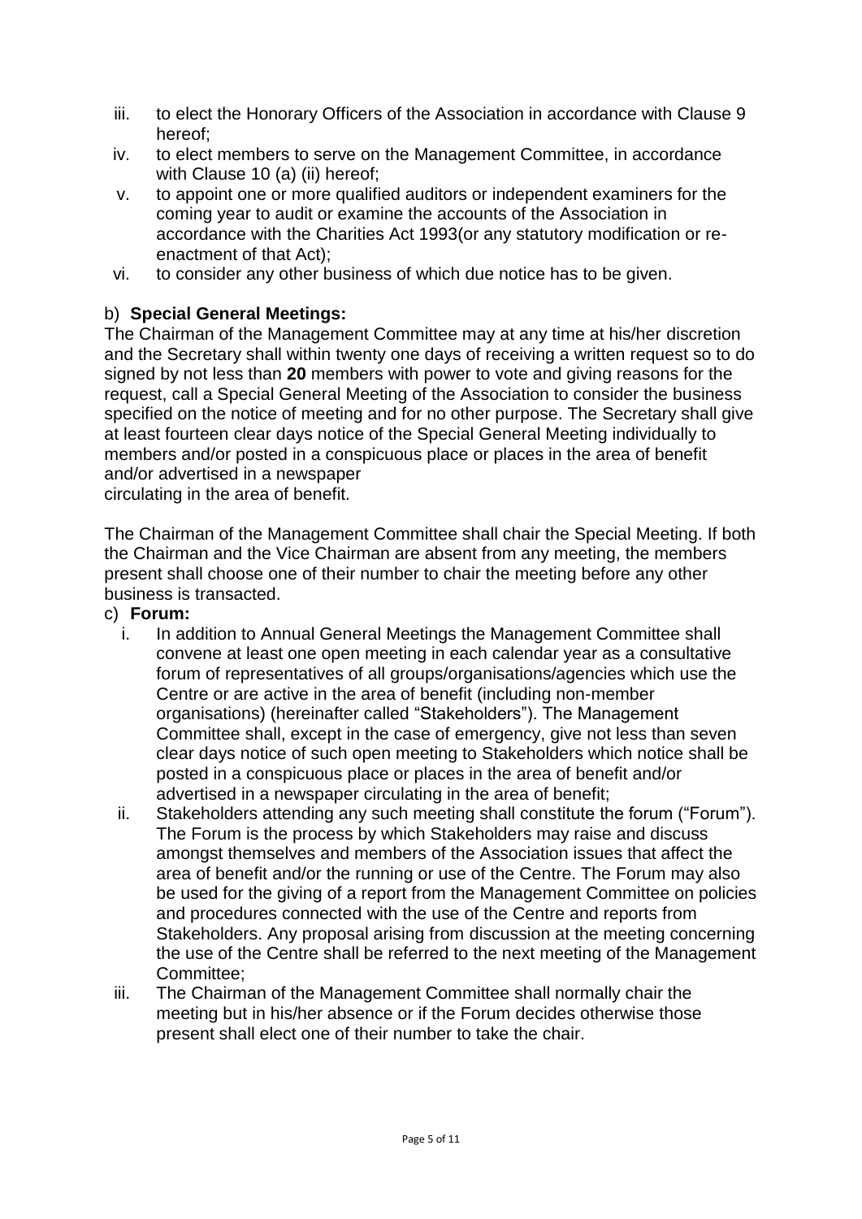iii. to elect the Honorary Officers of the Association in accordance with Clause 9 hereof;
iv. to elect members to serve on the Management Committee, in accordance with Clause 10 (a) (ii) hereof;
v. to appoint one or more qualified auditors or independent examiners for the coming year to audit or examine the accounts of the Association in accordance with the Charities Act 1993(or any statutory modification or re-enactment of that Act);
vi. to consider any other business of which due notice has to be given.

b) **Special General Meetings:**

The Chairman of the Management Committee may at any time at his/her discretion and the Secretary shall within twenty one days of receiving a written request so to do signed by not less than **20** members with power to vote and giving reasons for the request, call a Special General Meeting of the Association to consider the business specified on the notice of meeting and for no other purpose. The Secretary shall give at least fourteen clear days notice of the Special General Meeting individually to members and/or posted in a conspicuous place or places in the area of benefit and/or advertised in a newspaper circulating in the area of benefit.

The Chairman of the Management Committee shall chair the Special Meeting. If both the Chairman and the Vice Chairman are absent from any meeting, the members present shall choose one of their number to chair the meeting before any other business is transacted.

c) **Forum:**

i. In addition to Annual General Meetings the Management Committee shall convene at least one open meeting in each calendar year as a consultative forum of representatives of all groups/organisations/agencies which use the Centre or are active in the area of benefit (including non-member organisations) (hereinafter called "Stakeholders"). The Management Committee shall, except in the case of emergency, give not less than seven clear days notice of such open meeting to Stakeholders which notice shall be posted in a conspicuous place or places in the area of benefit and/or advertised in a newspaper circulating in the area of benefit;
ii. Stakeholders attending any such meeting shall constitute the forum ("Forum"). The Forum is the process by which Stakeholders may raise and discuss amongst themselves and members of the Association issues that affect the area of benefit and/or the running or use of the Centre. The Forum may also be used for the giving of a report from the Management Committee on policies and procedures connected with the use of the Centre and reports from Stakeholders. Any proposal arising from discussion at the meeting concerning the use of the Centre shall be referred to the next meeting of the Management Committee;
iii. The Chairman of the Management Committee shall normally chair the meeting but in his/her absence or if the Forum decides otherwise those present shall elect one of their number to take the chair.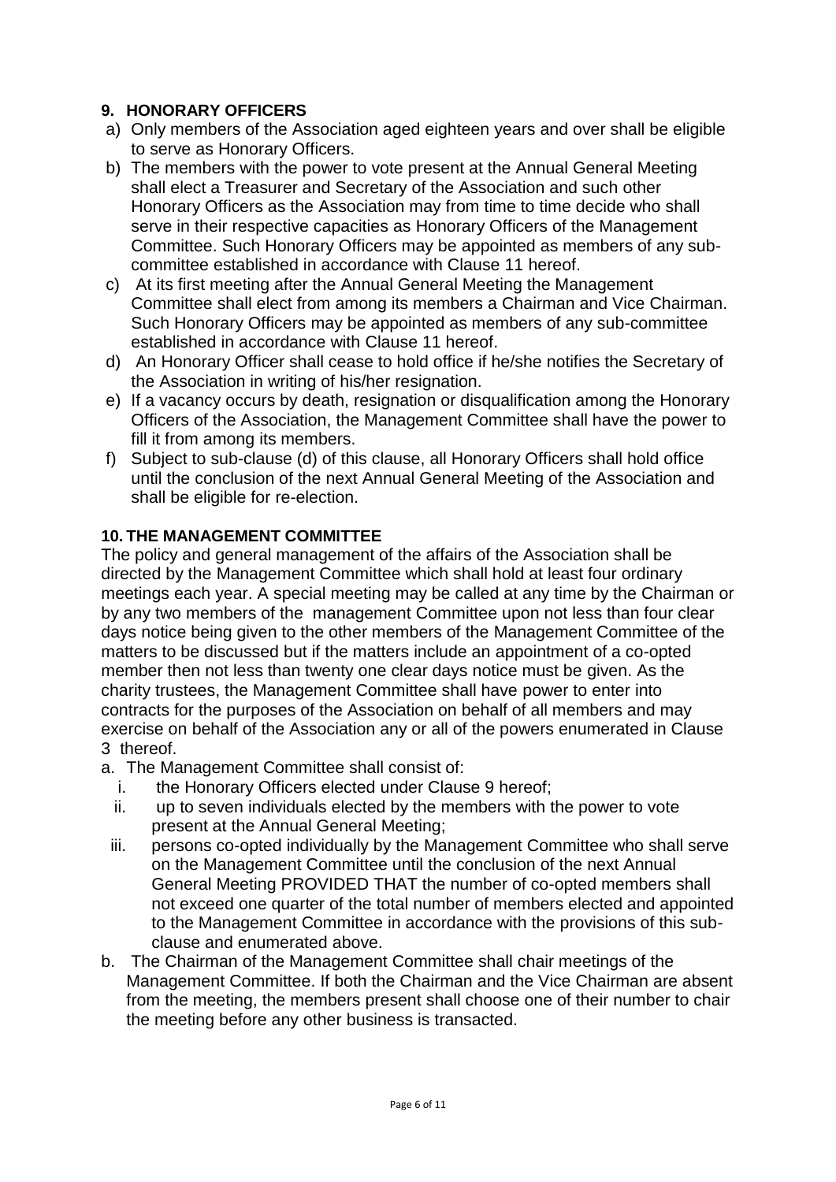## 9. HONORARY OFFICERS

a) Only members of the Association aged eighteen years and over shall be eligible to serve as Honorary Officers.

b) The members with the power to vote present at the Annual General Meeting shall elect a Treasurer and Secretary of the Association and such other Honorary Officers as the Association may from time to time decide who shall serve in their respective capacities as Honorary Officers of the Management Committee. Such Honorary Officers may be appointed as members of any sub-committee established in accordance with Clause 11 hereof.

c) At its first meeting after the Annual General Meeting the Management Committee shall elect from among its members a Chairman and Vice Chairman. Such Honorary Officers may be appointed as members of any sub-committee established in accordance with Clause 11 hereof.

d) An Honorary Officer shall cease to hold office if he/she notifies the Secretary of the Association in writing of his/her resignation.

e) If a vacancy occurs by death, resignation or disqualification among the Honorary Officers of the Association, the Management Committee shall have the power to fill it from among its members.

f) Subject to sub-clause (d) of this clause, all Honorary Officers shall hold office until the conclusion of the next Annual General Meeting of the Association and shall be eligible for re-election.

## 10. THE MANAGEMENT COMMITTEE

The policy and general management of the affairs of the Association shall be directed by the Management Committee which shall hold at least four ordinary meetings each year. A special meeting may be called at any time by the Chairman or by any two members of the management Committee upon not less than four clear days notice being given to the other members of the Management Committee of the matters to be discussed but if the matters include an appointment of a co-opted member then not less than twenty one clear days notice must be given. As the charity trustees, the Management Committee shall have power to enter into contracts for the purposes of the Association on behalf of all members and may exercise on behalf of the Association any or all of the powers enumerated in Clause 3 thereof.

a. The Management Committee shall consist of:
   i. the Honorary Officers elected under Clause 9 hereof;
   ii. up to seven individuals elected by the members with the power to vote present at the Annual General Meeting;
   iii. persons co-opted individually by the Management Committee who shall serve on the Management Committee until the conclusion of the next Annual General Meeting PROVIDED THAT the number of co-opted members shall not exceed one quarter of the total number of members elected and appointed to the Management Committee in accordance with the provisions of this sub-clause and enumerated above.

b. The Chairman of the Management Committee shall chair meetings of the Management Committee. If both the Chairman and the Vice Chairman are absent from the meeting, the members present shall choose one of their number to chair the meeting before any other business is transacted.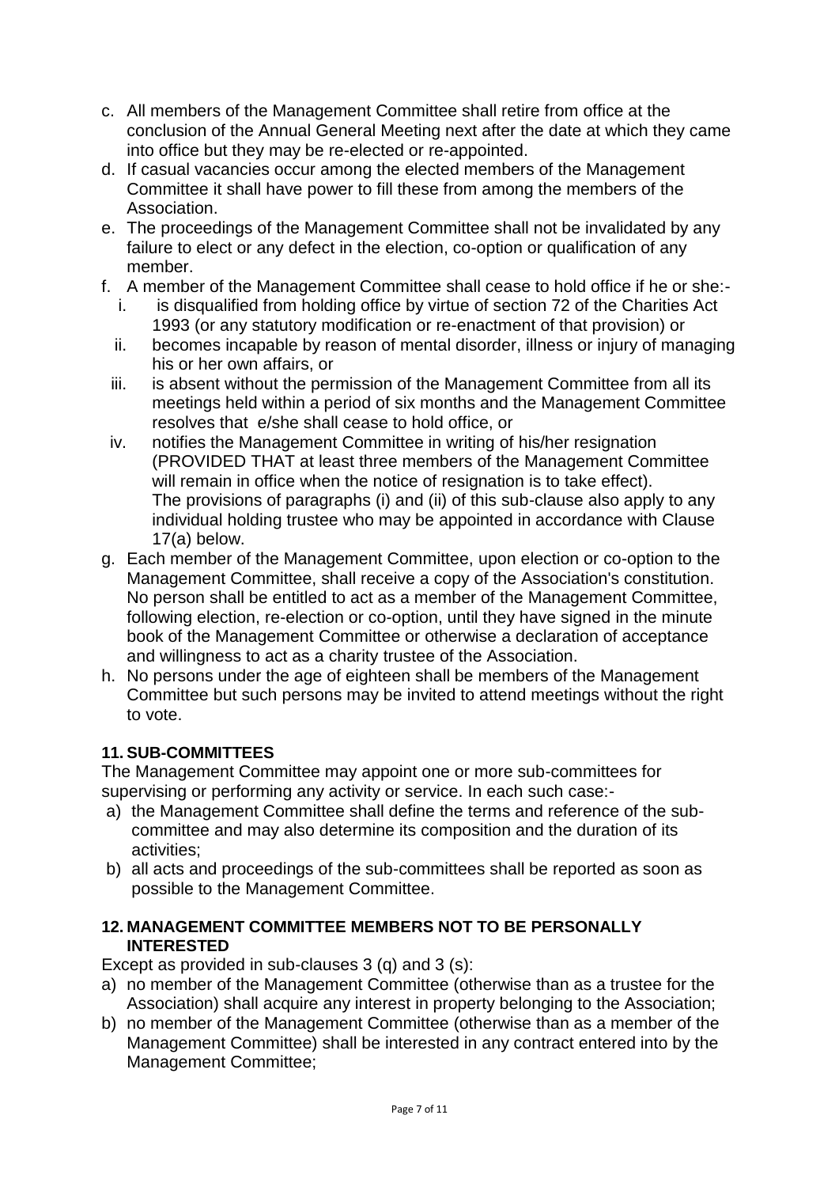c. All members of the Management Committee shall retire from office at the conclusion of the Annual General Meeting next after the date at which they came into office but they may be re-elected or re-appointed.
d. If casual vacancies occur among the elected members of the Management Committee it shall have power to fill these from among the members of the Association.
e. The proceedings of the Management Committee shall not be invalidated by any failure to elect or any defect in the election, co-option or qualification of any member.
f. A member of the Management Committee shall cease to hold office if he or she:-
   i. is disqualified from holding office by virtue of section 72 of the Charities Act 1993 (or any statutory modification or re-enactment of that provision) or
   ii. becomes incapable by reason of mental disorder, illness or injury of managing his or her own affairs, or
   iii. is absent without the permission of the Management Committee from all its meetings held within a period of six months and the Management Committee resolves that e/she shall cease to hold office, or
   iv. notifies the Management Committee in writing of his/her resignation (PROVIDED THAT at least three members of the Management Committee will remain in office when the notice of resignation is to take effect).
   The provisions of paragraphs (i) and (ii) of this sub-clause also apply to any individual holding trustee who may be appointed in accordance with Clause 17(a) below.
g. Each member of the Management Committee, upon election or co-option to the Management Committee, shall receive a copy of the Association's constitution. No person shall be entitled to act as a member of the Management Committee, following election, re-election or co-option, until they have signed in the minute book of the Management Committee or otherwise a declaration of acceptance and willingness to act as a charity trustee of the Association.
h. No persons under the age of eighteen shall be members of the Management Committee but such persons may be invited to attend meetings without the right to vote.

## 11. SUB-COMMITTEES

The Management Committee may appoint one or more sub-committees for supervising or performing any activity or service. In each such case:-

a) the Management Committee shall define the terms and reference of the sub-committee and may also determine its composition and the duration of its activities;
b) all acts and proceedings of the sub-committees shall be reported as soon as possible to the Management Committee.

## 12. MANAGEMENT COMMITTEE MEMBERS NOT TO BE PERSONALLY INTERESTED

Except as provided in sub-clauses 3 (q) and 3 (s):

a) no member of the Management Committee (otherwise than as a trustee for the Association) shall acquire any interest in property belonging to the Association;
b) no member of the Management Committee (otherwise than as a member of the Management Committee) shall be interested in any contract entered into by the Management Committee;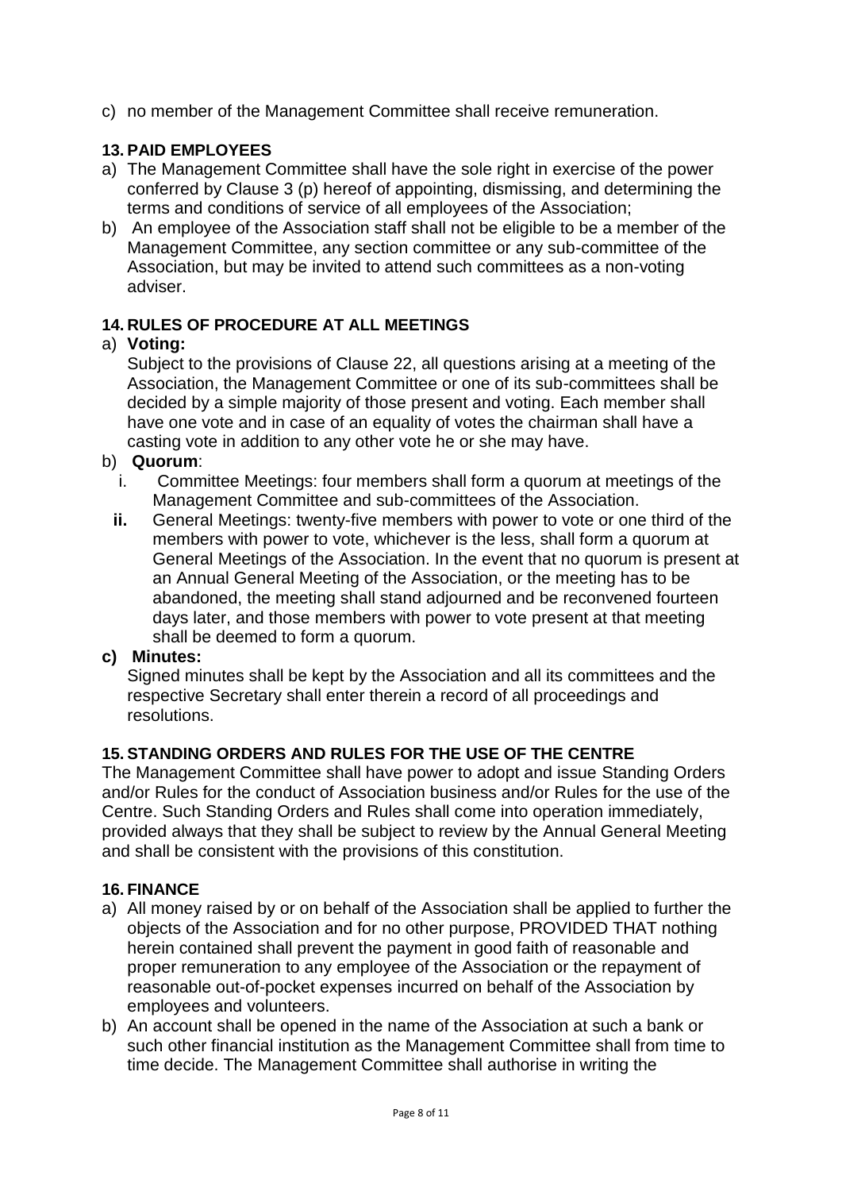c) no member of the Management Committee shall receive remuneration.

## 13. PAID EMPLOYEES

a) The Management Committee shall have the sole right in exercise of the power conferred by Clause 3 (p) hereof of appointing, dismissing, and determining the terms and conditions of service of all employees of the Association;

b) An employee of the Association staff shall not be eligible to be a member of the Management Committee, any section committee or any sub-committee of the Association, but may be invited to attend such committees as a non-voting adviser.

## 14. RULES OF PROCEDURE AT ALL MEETINGS

a) **Voting:**

Subject to the provisions of Clause 22, all questions arising at a meeting of the Association, the Management Committee or one of its sub-committees shall be decided by a simple majority of those present and voting. Each member shall have one vote and in case of an equality of votes the chairman shall have a casting vote in addition to any other vote he or she may have.

b) **Quorum**:

i. Committee Meetings: four members shall form a quorum at meetings of the Management Committee and sub-committees of the Association.

**ii.** General Meetings: twenty-five members with power to vote or one third of the members with power to vote, whichever is the less, shall form a quorum at General Meetings of the Association. In the event that no quorum is present at an Annual General Meeting of the Association, or the meeting has to be abandoned, the meeting shall stand adjourned and be reconvened fourteen days later, and those members with power to vote present at that meeting shall be deemed to form a quorum.

**c) Minutes:**

Signed minutes shall be kept by the Association and all its committees and the respective Secretary shall enter therein a record of all proceedings and resolutions.

## 15. STANDING ORDERS AND RULES FOR THE USE OF THE CENTRE

The Management Committee shall have power to adopt and issue Standing Orders and/or Rules for the conduct of Association business and/or Rules for the use of the Centre. Such Standing Orders and Rules shall come into operation immediately, provided always that they shall be subject to review by the Annual General Meeting and shall be consistent with the provisions of this constitution.

## 16. FINANCE

a) All money raised by or on behalf of the Association shall be applied to further the objects of the Association and for no other purpose, PROVIDED THAT nothing herein contained shall prevent the payment in good faith of reasonable and proper remuneration to any employee of the Association or the repayment of reasonable out-of-pocket expenses incurred on behalf of the Association by employees and volunteers.

b) An account shall be opened in the name of the Association at such a bank or such other financial institution as the Management Committee shall from time to time decide. The Management Committee shall authorise in writing the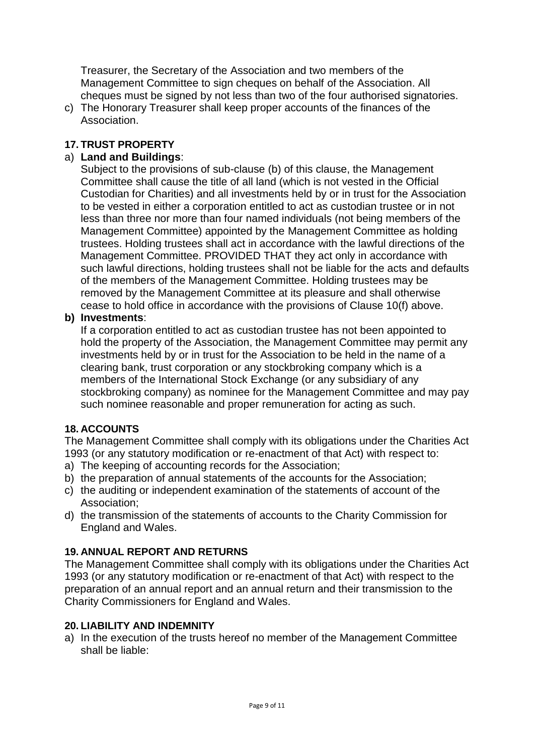Treasurer, the Secretary of the Association and two members of the Management Committee to sign cheques on behalf of the Association. All cheques must be signed by not less than two of the four authorised signatories.

c) The Honorary Treasurer shall keep proper accounts of the finances of the Association.

**17. TRUST PROPERTY**

a) **Land and Buildings**:

Subject to the provisions of sub-clause (b) of this clause, the Management Committee shall cause the title of all land (which is not vested in the Official Custodian for Charities) and all investments held by or in trust for the Association to be vested in either a corporation entitled to act as custodian trustee or in not less than three nor more than four named individuals (not being members of the Management Committee) appointed by the Management Committee as holding trustees. Holding trustees shall act in accordance with the lawful directions of the Management Committee. PROVIDED THAT they act only in accordance with such lawful directions, holding trustees shall not be liable for the acts and defaults of the members of the Management Committee. Holding trustees may be removed by the Management Committee at its pleasure and shall otherwise cease to hold office in accordance with the provisions of Clause 10(f) above.

**b) Investments**:

If a corporation entitled to act as custodian trustee has not been appointed to hold the property of the Association, the Management Committee may permit any investments held by or in trust for the Association to be held in the name of a clearing bank, trust corporation or any stockbroking company which is a members of the International Stock Exchange (or any subsidiary of any stockbroking company) as nominee for the Management Committee and may pay such nominee reasonable and proper remuneration for acting as such.

**18. ACCOUNTS**

The Management Committee shall comply with its obligations under the Charities Act 1993 (or any statutory modification or re-enactment of that Act) with respect to:

a) The keeping of accounting records for the Association;
b) the preparation of annual statements of the accounts for the Association;
c) the auditing or independent examination of the statements of account of the Association;
d) the transmission of the statements of accounts to the Charity Commission for England and Wales.

**19. ANNUAL REPORT AND RETURNS**

The Management Committee shall comply with its obligations under the Charities Act 1993 (or any statutory modification or re-enactment of that Act) with respect to the preparation of an annual report and an annual return and their transmission to the Charity Commissioners for England and Wales.

**20. LIABILITY AND INDEMNITY**

a) In the execution of the trusts hereof no member of the Management Committee shall be liable: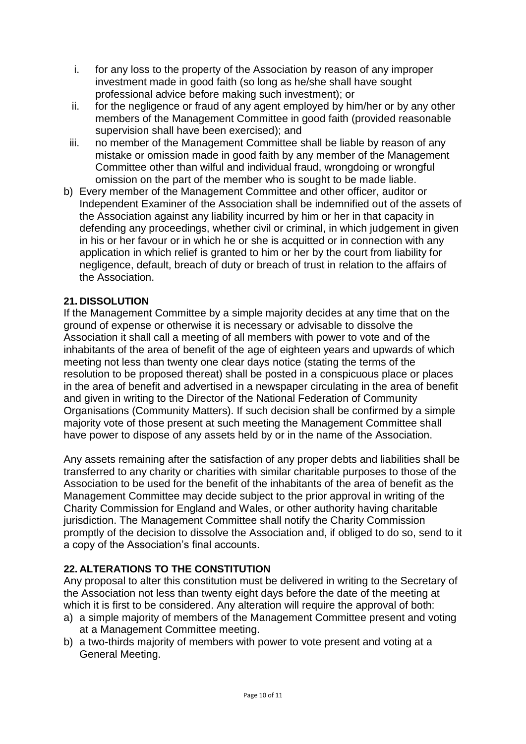i. for any loss to the property of the Association by reason of any improper investment made in good faith (so long as he/she shall have sought professional advice before making such investment); or
ii. for the negligence or fraud of any agent employed by him/her or by any other members of the Management Committee in good faith (provided reasonable supervision shall have been exercised); and
iii. no member of the Management Committee shall be liable by reason of any mistake or omission made in good faith by any member of the Management Committee other than wilful and individual fraud, wrongdoing or wrongful omission on the part of the member who is sought to be made liable.

b) Every member of the Management Committee and other officer, auditor or Independent Examiner of the Association shall be indemnified out of the assets of the Association against any liability incurred by him or her in that capacity in defending any proceedings, whether civil or criminal, in which judgement in given in his or her favour or in which he or she is acquitted or in connection with any application in which relief is granted to him or her by the court from liability for negligence, default, breach of duty or breach of trust in relation to the affairs of the Association.

**21. DISSOLUTION**

If the Management Committee by a simple majority decides at any time that on the ground of expense or otherwise it is necessary or advisable to dissolve the Association it shall call a meeting of all members with power to vote and of the inhabitants of the area of benefit of the age of eighteen years and upwards of which meeting not less than twenty one clear days notice (stating the terms of the resolution to be proposed thereat) shall be posted in a conspicuous place or places in the area of benefit and advertised in a newspaper circulating in the area of benefit and given in writing to the Director of the National Federation of Community Organisations (Community Matters). If such decision shall be confirmed by a simple majority vote of those present at such meeting the Management Committee shall have power to dispose of any assets held by or in the name of the Association.

Any assets remaining after the satisfaction of any proper debts and liabilities shall be transferred to any charity or charities with similar charitable purposes to those of the Association to be used for the benefit of the inhabitants of the area of benefit as the Management Committee may decide subject to the prior approval in writing of the Charity Commission for England and Wales, or other authority having charitable jurisdiction. The Management Committee shall notify the Charity Commission promptly of the decision to dissolve the Association and, if obliged to do so, send to it a copy of the Association's final accounts.

**22. ALTERATIONS TO THE CONSTITUTION**

Any proposal to alter this constitution must be delivered in writing to the Secretary of the Association not less than twenty eight days before the date of the meeting at which it is first to be considered. Any alteration will require the approval of both:

a) a simple majority of members of the Management Committee present and voting at a Management Committee meeting.
b) a two-thirds majority of members with power to vote present and voting at a General Meeting.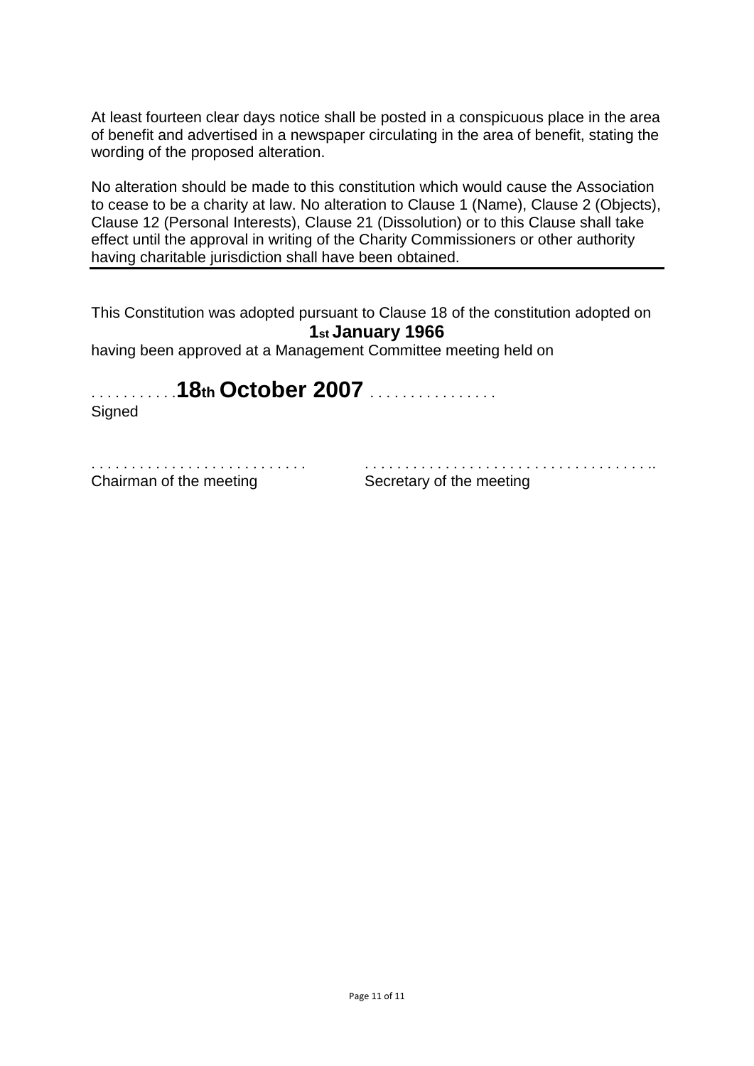At least fourteen clear days notice shall be posted in a conspicuous place in the area of benefit and advertised in a newspaper circulating in the area of benefit, stating the wording of the proposed alteration.

No alteration should be made to this constitution which would cause the Association to cease to be a charity at law. No alteration to Clause 1 (Name), Clause 2 (Objects), Clause 12 (Personal Interests), Clause 21 (Dissolution) or to this Clause shall take effect until the approval in writing of the Charity Commissioners or other authority having charitable jurisdiction shall have been obtained.

---

This Constitution was adopted pursuant to Clause 18 of the constitution adopted on

**1st January 1966**

having been approved at a Management Committee meeting held on

. . . . . . . . . . .**18th October 2007** . . . . . . . . . . . . . . . .

Signed

. . . . . . . . . . . . . . . . . . . . . . . . . . .
Chairman of the meeting

. . . . . . . . . . . . . . . . . . . . . . . . . . . . . . . . . . . ..
Secretary of the meeting